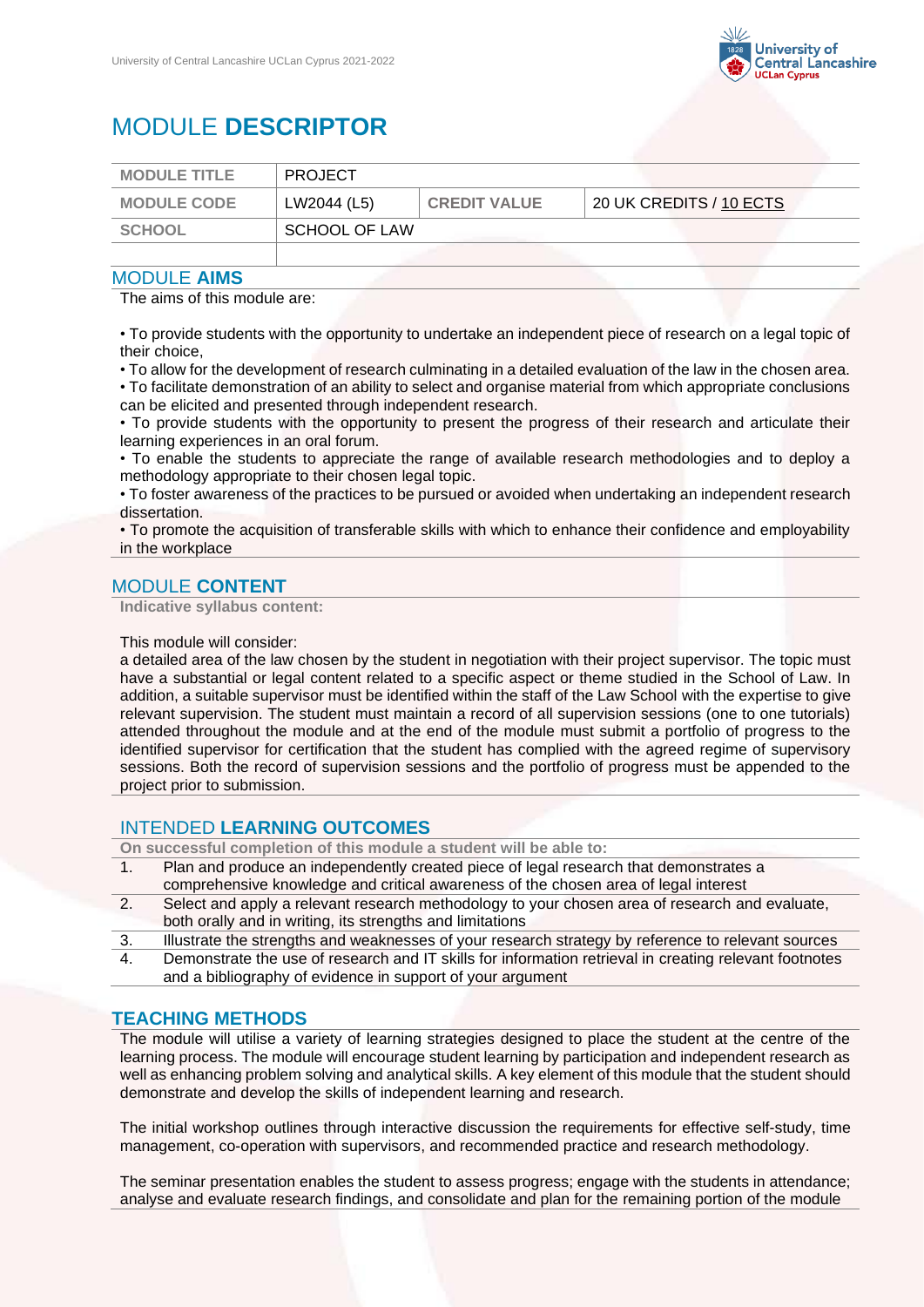# MODULE **DESCRIPTOR**

| MODULE TITLE | PROJECT | | |
|---|---|---|---|
| MODULE CODE | LW2044 (L5) | CREDIT VALUE | 20 UK CREDITS / 10 ECTS |
| SCHOOL | SCHOOL OF LAW | | |
| | | | |

## MODULE **AIMS**

The aims of this module are:

• To provide students with the opportunity to undertake an independent piece of research on a legal topic of their choice,
• To allow for the development of research culminating in a detailed evaluation of the law in the chosen area.
• To facilitate demonstration of an ability to select and organise material from which appropriate conclusions can be elicited and presented through independent research.
• To provide students with the opportunity to present the progress of their research and articulate their learning experiences in an oral forum.
• To enable the students to appreciate the range of available research methodologies and to deploy a methodology appropriate to their chosen legal topic.
• To foster awareness of the practices to be pursued or avoided when undertaking an independent research dissertation.
• To promote the acquisition of transferable skills with which to enhance their confidence and employability in the workplace

## MODULE **CONTENT**

**Indicative syllabus content:**

This module will consider:
a detailed area of the law chosen by the student in negotiation with their project supervisor. The topic must have a substantial or legal content related to a specific aspect or theme studied in the School of Law. In addition, a suitable supervisor must be identified within the staff of the Law School with the expertise to give relevant supervision. The student must maintain a record of all supervision sessions (one to one tutorials) attended throughout the module and at the end of the module must submit a portfolio of progress to the identified supervisor for certification that the student has complied with the agreed regime of supervisory sessions. Both the record of supervision sessions and the portfolio of progress must be appended to the project prior to submission.

## INTENDED **LEARNING OUTCOMES**

**On successful completion of this module a student will be able to:**

1. Plan and produce an independently created piece of legal research that demonstrates a comprehensive knowledge and critical awareness of the chosen area of legal interest
2. Select and apply a relevant research methodology to your chosen area of research and evaluate, both orally and in writing, its strengths and limitations
3. Illustrate the strengths and weaknesses of your research strategy by reference to relevant sources
4. Demonstrate the use of research and IT skills for information retrieval in creating relevant footnotes and a bibliography of evidence in support of your argument

## **TEACHING METHODS**

The module will utilise a variety of learning strategies designed to place the student at the centre of the learning process. The module will encourage student learning by participation and independent research as well as enhancing problem solving and analytical skills. A key element of this module that the student should demonstrate and develop the skills of independent learning and research.

The initial workshop outlines through interactive discussion the requirements for effective self-study, time management, co-operation with supervisors, and recommended practice and research methodology.

The seminar presentation enables the student to assess progress; engage with the students in attendance; analyse and evaluate research findings, and consolidate and plan for the remaining portion of the module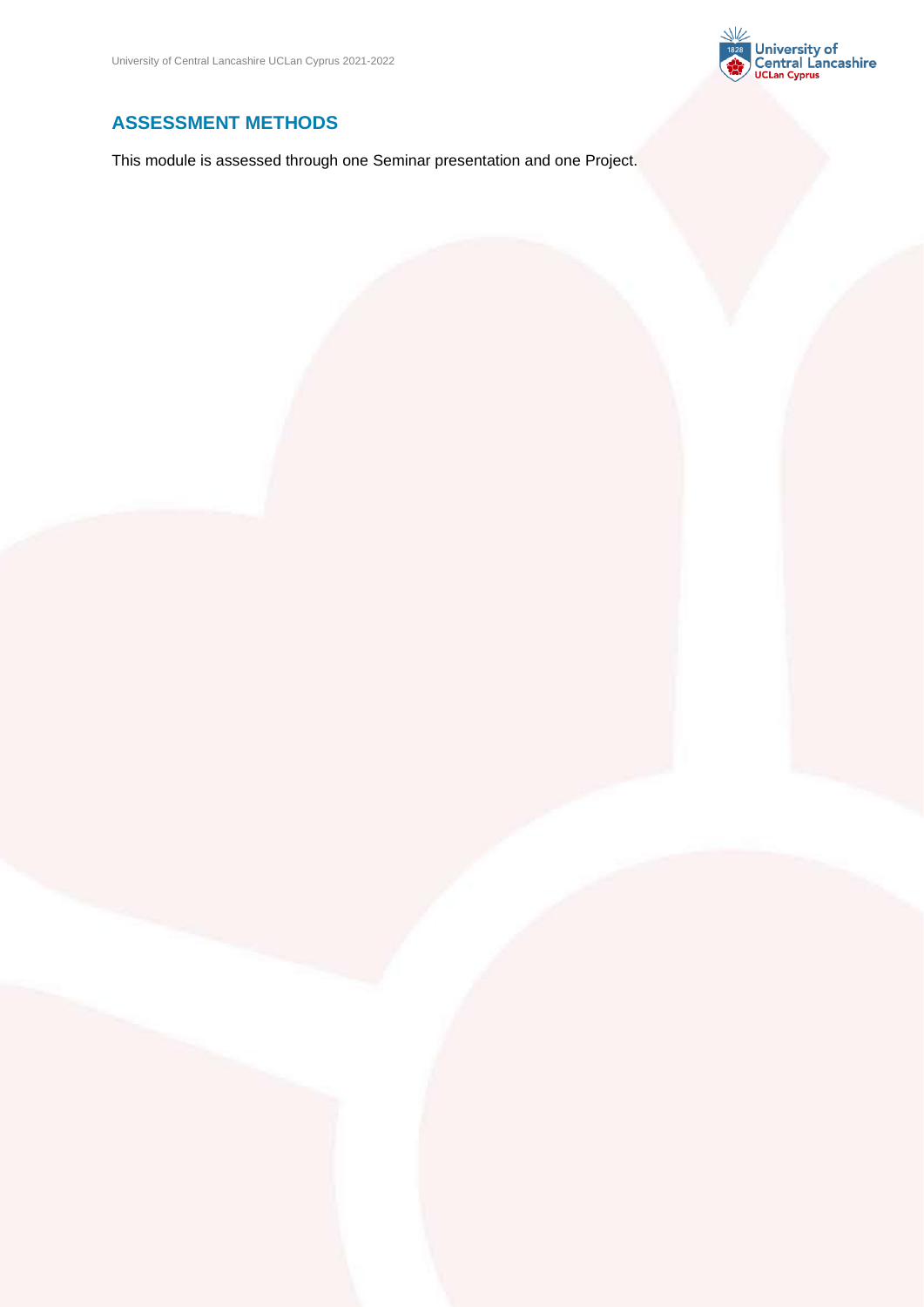## ASSESSMENT METHODS

This module is assessed through one Seminar presentation and one Project.